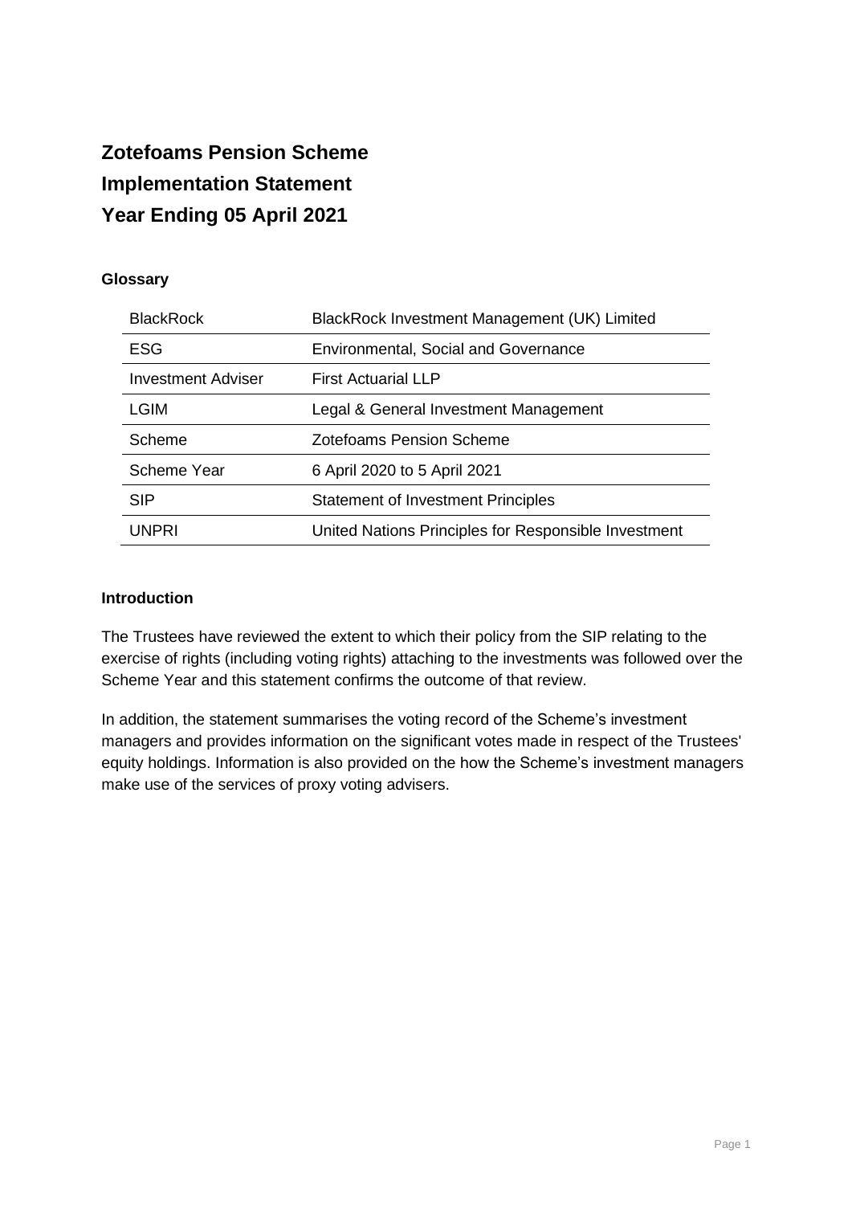# Zotefoams Pension Scheme
# Implementation Statement
# Year Ending 05 April 2021

### Glossary

| | |
|---|---|
| BlackRock | BlackRock Investment Management (UK) Limited |
| ESG | Environmental, Social and Governance |
| Investment Adviser | First Actuarial LLP |
| LGIM | Legal & General Investment Management |
| Scheme | Zotefoams Pension Scheme |
| Scheme Year | 6 April 2020 to 5 April 2021 |
| SIP | Statement of Investment Principles |
| UNPRI | United Nations Principles for Responsible Investment |

### Introduction

The Trustees have reviewed the extent to which their policy from the SIP relating to the exercise of rights (including voting rights) attaching to the investments was followed over the Scheme Year and this statement confirms the outcome of that review.

In addition, the statement summarises the voting record of the Scheme's investment managers and provides information on the significant votes made in respect of the Trustees' equity holdings. Information is also provided on the how the Scheme's investment managers make use of the services of proxy voting advisers.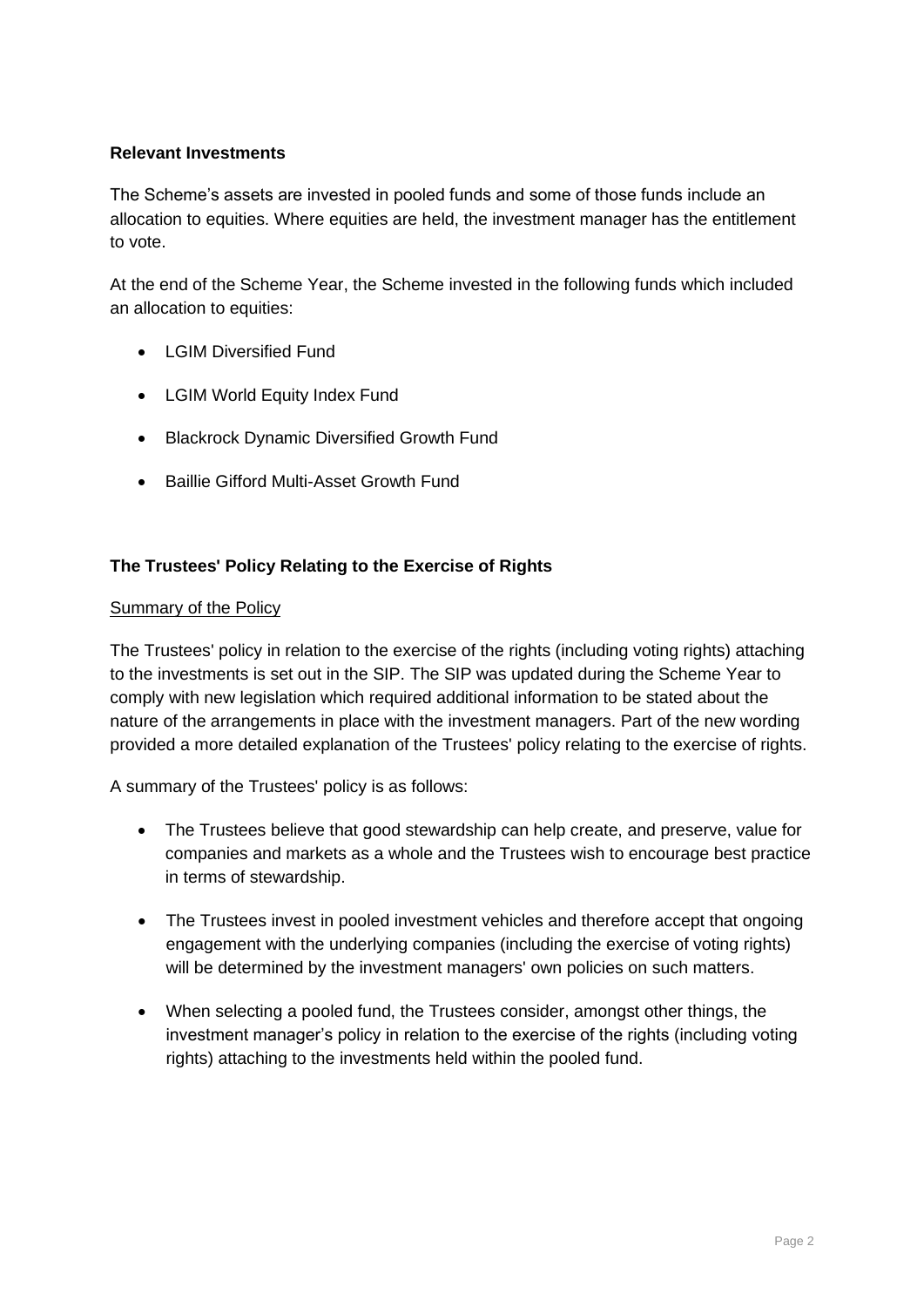**Relevant Investments**

The Scheme's assets are invested in pooled funds and some of those funds include an allocation to equities. Where equities are held, the investment manager has the entitlement to vote.

At the end of the Scheme Year, the Scheme invested in the following funds which included an allocation to equities:

- LGIM Diversified Fund
- LGIM World Equity Index Fund
- Blackrock Dynamic Diversified Growth Fund
- Baillie Gifford Multi-Asset Growth Fund

**The Trustees' Policy Relating to the Exercise of Rights**

Summary of the Policy

The Trustees' policy in relation to the exercise of the rights (including voting rights) attaching to the investments is set out in the SIP. The SIP was updated during the Scheme Year to comply with new legislation which required additional information to be stated about the nature of the arrangements in place with the investment managers. Part of the new wording provided a more detailed explanation of the Trustees' policy relating to the exercise of rights.

A summary of the Trustees' policy is as follows:

- The Trustees believe that good stewardship can help create, and preserve, value for companies and markets as a whole and the Trustees wish to encourage best practice in terms of stewardship.
- The Trustees invest in pooled investment vehicles and therefore accept that ongoing engagement with the underlying companies (including the exercise of voting rights) will be determined by the investment managers' own policies on such matters.
- When selecting a pooled fund, the Trustees consider, amongst other things, the investment manager's policy in relation to the exercise of the rights (including voting rights) attaching to the investments held within the pooled fund.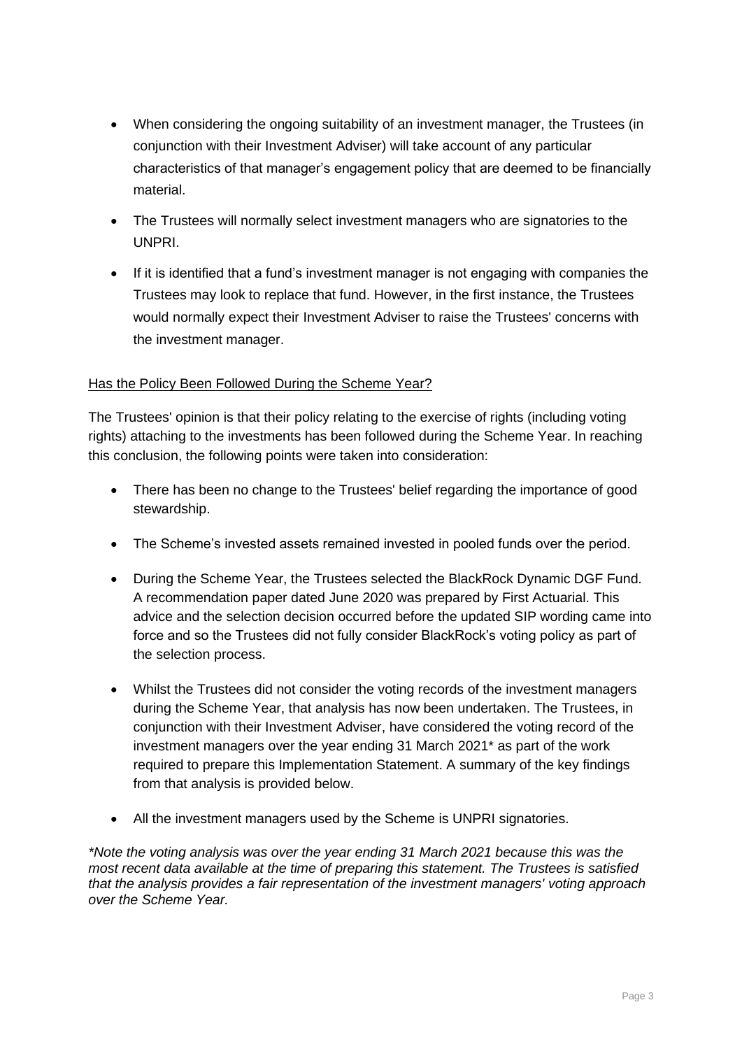- When considering the ongoing suitability of an investment manager, the Trustees (in conjunction with their Investment Adviser) will take account of any particular characteristics of that manager's engagement policy that are deemed to be financially material.
- The Trustees will normally select investment managers who are signatories to the UNPRI.
- If it is identified that a fund's investment manager is not engaging with companies the Trustees may look to replace that fund. However, in the first instance, the Trustees would normally expect their Investment Adviser to raise the Trustees' concerns with the investment manager.

Has the Policy Been Followed During the Scheme Year?

The Trustees' opinion is that their policy relating to the exercise of rights (including voting rights) attaching to the investments has been followed during the Scheme Year. In reaching this conclusion, the following points were taken into consideration:

- There has been no change to the Trustees' belief regarding the importance of good stewardship.
- The Scheme's invested assets remained invested in pooled funds over the period.
- During the Scheme Year, the Trustees selected the BlackRock Dynamic DGF Fund. A recommendation paper dated June 2020 was prepared by First Actuarial. This advice and the selection decision occurred before the updated SIP wording came into force and so the Trustees did not fully consider BlackRock's voting policy as part of the selection process.
- Whilst the Trustees did not consider the voting records of the investment managers during the Scheme Year, that analysis has now been undertaken. The Trustees, in conjunction with their Investment Adviser, have considered the voting record of the investment managers over the year ending 31 March 2021* as part of the work required to prepare this Implementation Statement. A summary of the key findings from that analysis is provided below.
- All the investment managers used by the Scheme is UNPRI signatories.

*\*Note the voting analysis was over the year ending 31 March 2021 because this was the most recent data available at the time of preparing this statement. The Trustees is satisfied that the analysis provides a fair representation of the investment managers' voting approach over the Scheme Year.*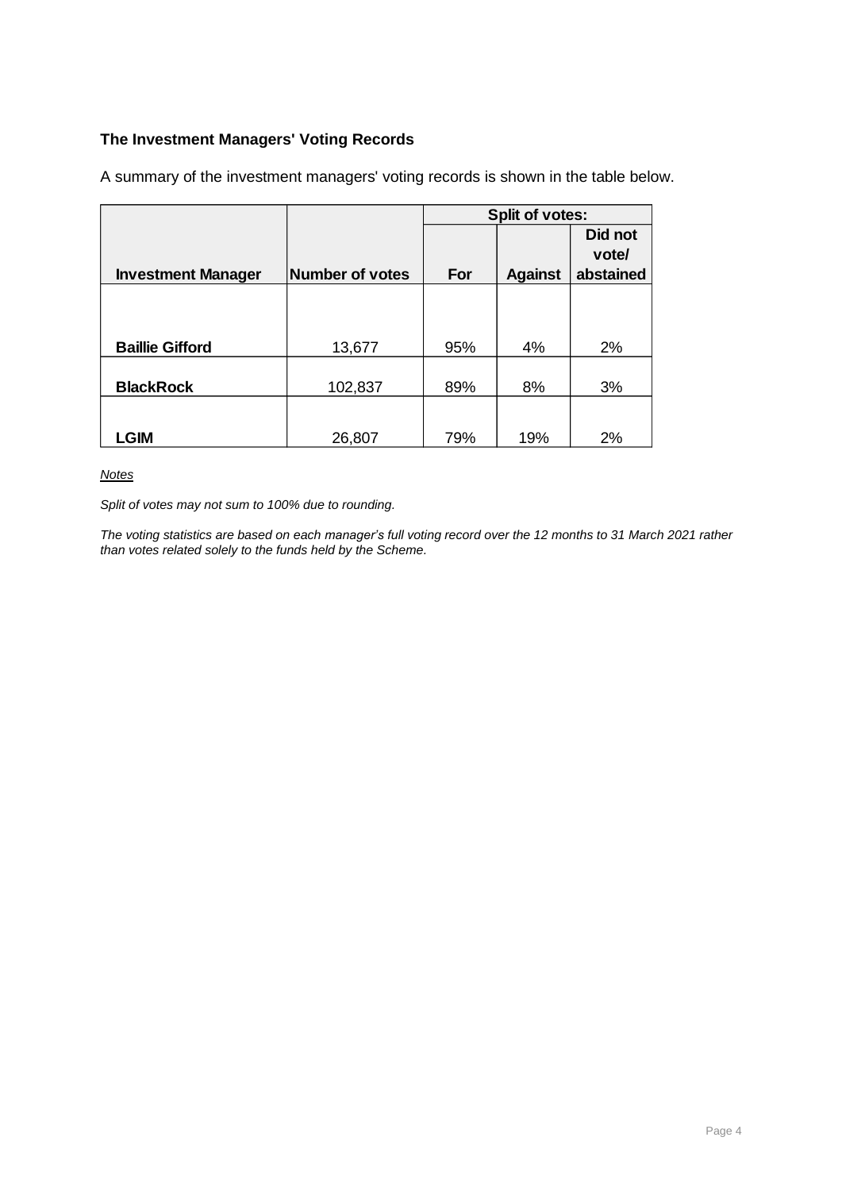**The Investment Managers' Voting Records**

A summary of the investment managers' voting records is shown in the table below.

| Investment Manager | Number of votes | Split of votes: | | |
|---|---|---|---|---|
| | | For | Against | Did not vote/ abstained |
| **Baillie Gifford** | 13,677 | 95% | 4% | 2% |
| **BlackRock** | 102,837 | 89% | 8% | 3% |
| **LGIM** | 26,807 | 79% | 19% | 2% |

*Notes*

*Split of votes may not sum to 100% due to rounding.*

*The voting statistics are based on each manager's full voting record over the 12 months to 31 March 2021 rather than votes related solely to the funds held by the Scheme.*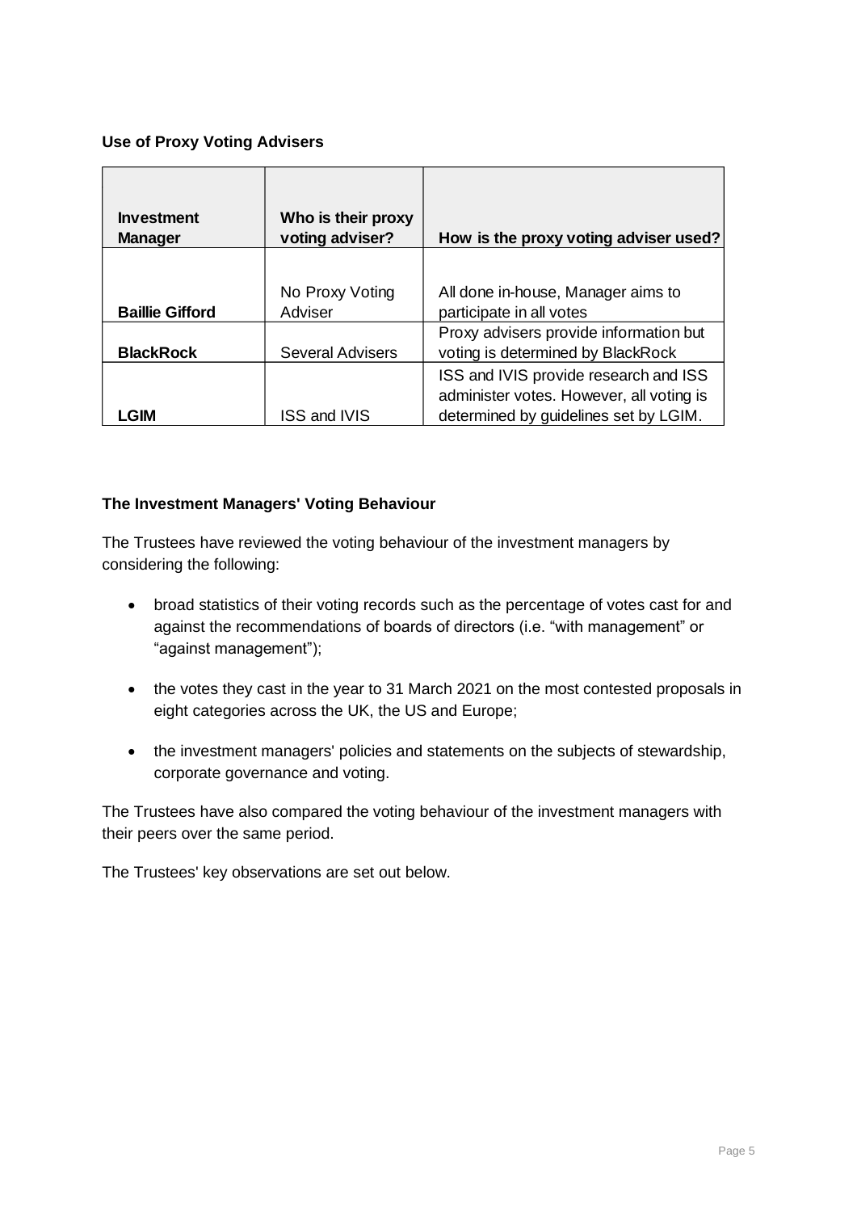### Use of Proxy Voting Advisers

| Investment Manager | Who is their proxy voting adviser? | How is the proxy voting adviser used? |
| --- | --- | --- |
| **Baillie Gifford** | No Proxy Voting Adviser | All done in-house, Manager aims to participate in all votes |
| **BlackRock** | Several Advisers | Proxy advisers provide information but voting is determined by BlackRock |
| **LGIM** | ISS and IVIS | ISS and IVIS provide research and ISS administer votes. However, all voting is determined by guidelines set by LGIM. |

### The Investment Managers' Voting Behaviour

The Trustees have reviewed the voting behaviour of the investment managers by considering the following:

- broad statistics of their voting records such as the percentage of votes cast for and against the recommendations of boards of directors (i.e. "with management" or "against management");
- the votes they cast in the year to 31 March 2021 on the most contested proposals in eight categories across the UK, the US and Europe;
- the investment managers' policies and statements on the subjects of stewardship, corporate governance and voting.

The Trustees have also compared the voting behaviour of the investment managers with their peers over the same period.

The Trustees' key observations are set out below.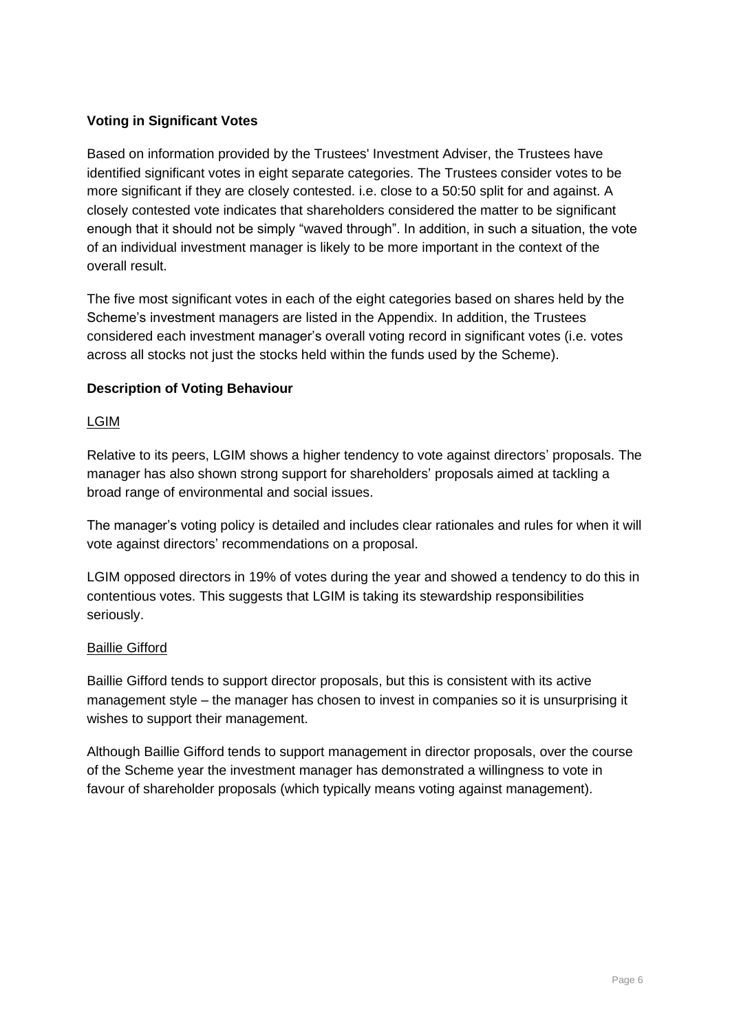**Voting in Significant Votes**

Based on information provided by the Trustees' Investment Adviser, the Trustees have identified significant votes in eight separate categories. The Trustees consider votes to be more significant if they are closely contested. i.e. close to a 50:50 split for and against. A closely contested vote indicates that shareholders considered the matter to be significant enough that it should not be simply "waved through". In addition, in such a situation, the vote of an individual investment manager is likely to be more important in the context of the overall result.

The five most significant votes in each of the eight categories based on shares held by the Scheme's investment managers are listed in the Appendix. In addition, the Trustees considered each investment manager's overall voting record in significant votes (i.e. votes across all stocks not just the stocks held within the funds used by the Scheme).

**Description of Voting Behaviour**

<u>LGIM</u>

Relative to its peers, LGIM shows a higher tendency to vote against directors' proposals. The manager has also shown strong support for shareholders' proposals aimed at tackling a broad range of environmental and social issues.

The manager's voting policy is detailed and includes clear rationales and rules for when it will vote against directors' recommendations on a proposal.

LGIM opposed directors in 19% of votes during the year and showed a tendency to do this in contentious votes. This suggests that LGIM is taking its stewardship responsibilities seriously.

<u>Baillie Gifford</u>

Baillie Gifford tends to support director proposals, but this is consistent with its active management style – the manager has chosen to invest in companies so it is unsurprising it wishes to support their management.

Although Baillie Gifford tends to support management in director proposals, over the course of the Scheme year the investment manager has demonstrated a willingness to vote in favour of shareholder proposals (which typically means voting against management).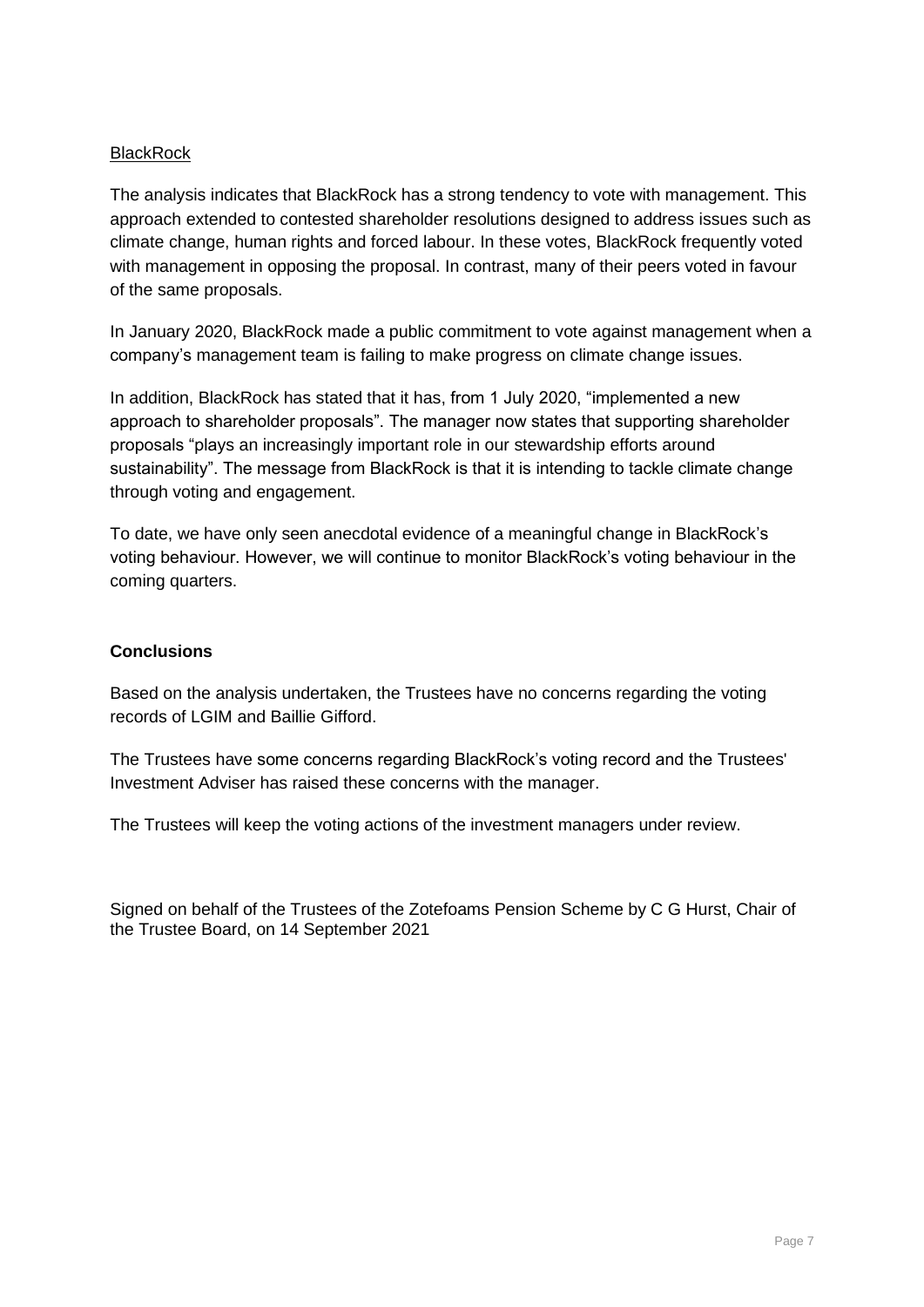<u>BlackRock</u>

The analysis indicates that BlackRock has a strong tendency to vote with management. This approach extended to contested shareholder resolutions designed to address issues such as climate change, human rights and forced labour. In these votes, BlackRock frequently voted with management in opposing the proposal. In contrast, many of their peers voted in favour of the same proposals.

In January 2020, BlackRock made a public commitment to vote against management when a company's management team is failing to make progress on climate change issues.

In addition, BlackRock has stated that it has, from 1 July 2020, "implemented a new approach to shareholder proposals". The manager now states that supporting shareholder proposals "plays an increasingly important role in our stewardship efforts around sustainability". The message from BlackRock is that it is intending to tackle climate change through voting and engagement.

To date, we have only seen anecdotal evidence of a meaningful change in BlackRock's voting behaviour. However, we will continue to monitor BlackRock's voting behaviour in the coming quarters.

**Conclusions**

Based on the analysis undertaken, the Trustees have no concerns regarding the voting records of LGIM and Baillie Gifford.

The Trustees have some concerns regarding BlackRock's voting record and the Trustees' Investment Adviser has raised these concerns with the manager.

The Trustees will keep the voting actions of the investment managers under review.

Signed on behalf of the Trustees of the Zotefoams Pension Scheme by C G Hurst, Chair of the Trustee Board, on 14 September 2021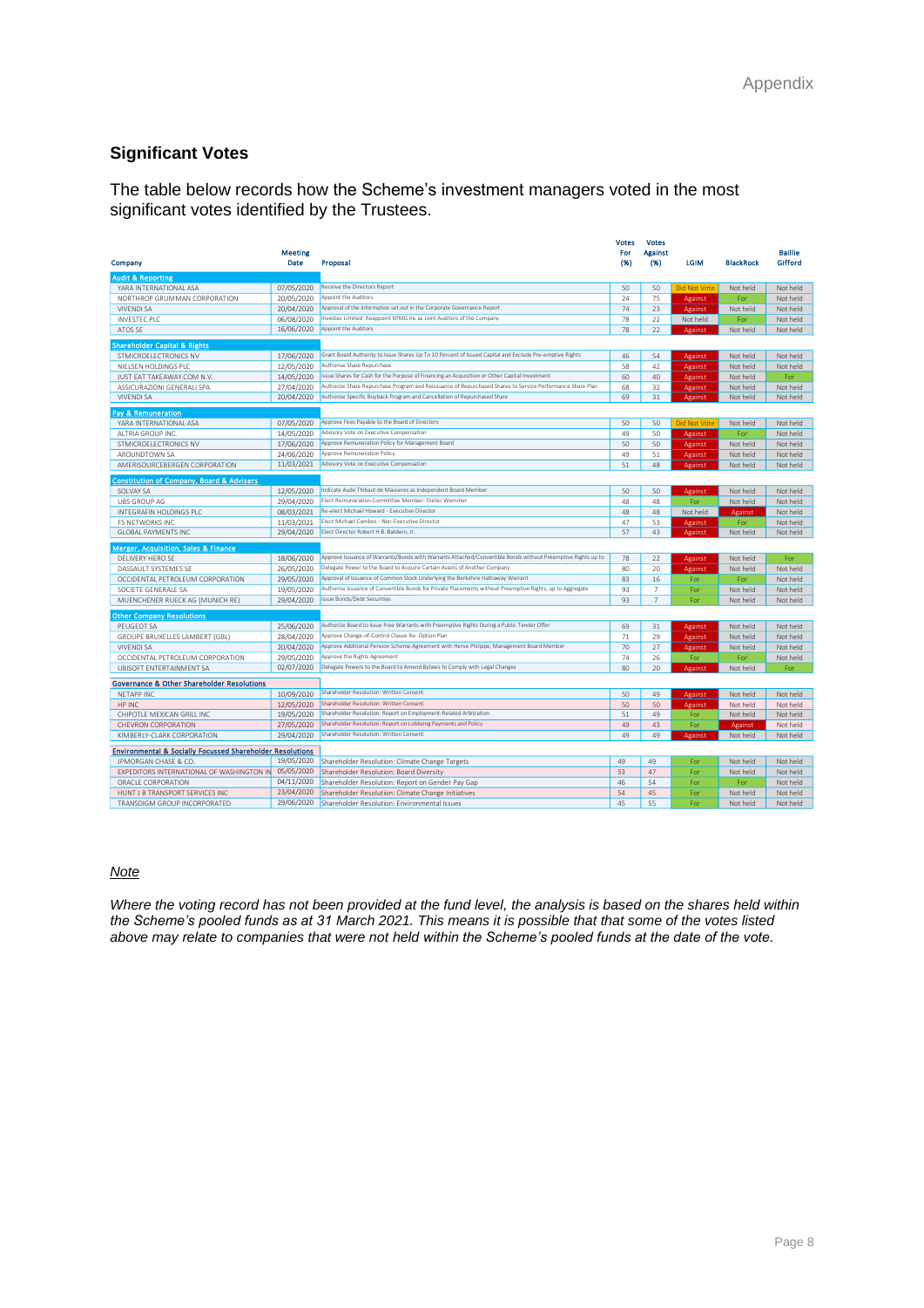# Significant Votes

The table below records how the Scheme's investment managers voted in the most significant votes identified by the Trustees.

| Company | Meeting Date | Proposal | Votes For (%) | Votes Against (%) | LGIM | BlackRock | Baillie Gifford |
|---|---|---|---|---|---|---|---|
| **Audit & Reporting** | | | | | | | |
| YARA INTERNATIONAL ASA | 07/05/2020 | Receive the Directors Report | 50 | 50 | Did Not Vote | Not held | Not held |
| NORTHROP GRUMMAN CORPORATION | 20/05/2020 | Appoint the Auditors | 24 | 75 | Against | For | Not held |
| VIVENDI SA | 20/04/2020 | Approval of the Information set out in the Corporate Governance Report | 74 | 23 | Against | Not held | Not held |
| INVESTEC PLC | 06/08/2020 | Investec Limited: Reappoint KPMG Inc as Joint Auditors of the Company | 78 | 22 | Not held | For | Not held |
| ATOS SE | 16/06/2020 | Appoint the Auditors | 78 | 22 | Against | Not held | Not held |
| **Shareholder Capital & Rights** | | | | | | | |
| STMICROELECTRONICS NV | 17/06/2020 | Grant Board Authority to Issue Shares Up To 10 Percent of Issued Capital and Exclude Pre-emptive Rights | 46 | 54 | Against | Not held | Not held |
| NIELSEN HOLDINGS PLC | 12/05/2020 | Authorise Share Repurchase | 58 | 42 | Against | Not held | Not held |
| JUST EAT TAKEAWAY.COM N.V. | 14/05/2020 | Issue Shares for Cash for the Purpose of Financing an Acquisition or Other Capital Investment | 60 | 40 | Against | Not held | For |
| ASSICURAZIONI GENERALI SPA | 27/04/2020 | Authorize Share Repurchase Program and Reissuance of Repurchased Shares to Service Performance Share Plan | 68 | 32 | Against | Not held | Not held |
| VIVENDI SA | 20/04/2020 | Authorize Specific Buyback Program and Cancellation of Repurchased Share | 69 | 31 | Against | Not held | Not held |
| **Pay & Remuneration** | | | | | | | |
| YARA INTERNATIONAL ASA | 07/05/2020 | Approve Fees Payable to the Board of Directors | 50 | 50 | Did Not Vote | Not held | Not held |
| ALTRIA GROUP INC. | 14/05/2020 | Advisory Vote on Executive Compensation | 49 | 50 | Against | For | Not held |
| STMICROELECTRONICS NV | 17/06/2020 | Approve Remuneration Policy for Management Board | 50 | 50 | Against | Not held | Not held |
| AROUNDTOWN SA | 24/06/2020 | Approve Remuneration Policy | 49 | 51 | Against | Not held | Not held |
| AMERISOURCEBERGEN CORPORATION | 11/03/2021 | Advisory Vote on Executive Compensation | 51 | 48 | Against | Not held | Not held |
| **Constitution of Company, Board & Advisers** | | | | | | | |
| SOLVAY SA | 12/05/2020 | Indicate Aude Thibaut de Maisieres as Independent Board Member | 50 | 50 | Against | Not held | Not held |
| UBS GROUP AG | 29/04/2020 | Elect Remuneration Committee Member: Dieter Wemmer | 48 | 48 | For | Not held | Not held |
| INTEGRAFIN HOLDINGS PLC | 08/03/2021 | Re-elect Michael Howard - Executive Director | 48 | 48 | Not held | Against | Not held |
| F5 NETWORKS INC | 11/03/2021 | Elect Michael Combes - Non-Executive Director | 47 | 53 | Against | For | Not held |
| GLOBAL PAYMENTS INC | 29/04/2020 | Elect Director Robert H.B. Baldwin, Jr. | 57 | 43 | Against | Not held | Not held |
| **Merger, Acquisition, Sales & Finance** | | | | | | | |
| DELIVERY HERO SE | 18/06/2020 | Approve Issuance of Warrants/Bonds with Warrants Attached/Convertible Bonds without Preemptive Rights up to | 78 | 22 | Against | Not held | For |
| DASSAULT SYSTEMES SE | 26/05/2020 | Delegate Power to the Board to Acquire Certain Assets of Another Company | 80 | 20 | Against | Not held | Not held |
| OCCIDENTAL PETROLEUM CORPORATION | 29/05/2020 | Approval of Issuance of Common Stock Underlying the Berkshire Hathaway Warrant | 83 | 16 | For | For | Not held |
| SOCIETE GENERALE SA | 19/05/2020 | Authorize Issuance of Convertible Bonds for Private Placements without Preemptive Rights, up to Aggregate | 93 | 7 | For | Not held | Not held |
| MUENCHENER RUECK AG (MUNICH RE) | 29/04/2020 | Issue Bonds/Debt Securities | 93 | 7 | For | Not held | Not held |
| **Other Company Resolutions** | | | | | | | |
| PEUGEOT SA | 25/06/2020 | Authorize Board to Issue Free Warrants with Preemptive Rights During a Public Tender Offer | 69 | 31 | Against | Not held | Not held |
| GROUPE BRUXELLES LAMBERT (GBL) | 28/04/2020 | Approve Change-of-Control Clause Re: Option Plan | 71 | 29 | Against | Not held | Not held |
| VIVENDI SA | 20/04/2020 | Approve Additional Pension Scheme Agreement with Herve Philippe, Management Board Member | 70 | 27 | Against | Not held | Not held |
| OCCIDENTAL PETROLEUM CORPORATION | 29/05/2020 | Approve the Rights Agreement | 74 | 26 | For | For | Not held |
| UBISOFT ENTERTAINMENT SA | 02/07/2020 | Delegate Powers to the Board to Amend Bylaws to Comply with Legal Changes | 80 | 20 | Against | Not held | For |
| **Governance & Other Shareholder Resolutions** | | | | | | | |
| NETAPP INC | 10/09/2020 | Shareholder Resolution: Written Consent | 50 | 49 | Against | Not held | Not held |
| HP INC | 12/05/2020 | Shareholder Resolution: Written Consent | 50 | 50 | Against | Not held | Not held |
| CHIPOTLE MEXICAN GRILL INC | 19/05/2020 | Shareholder Resolution: Report on Employment-Related Arbitration | 51 | 49 | For | Not held | Not held |
| CHEVRON CORPORATION | 27/05/2020 | Shareholder Resolution: Report on Lobbying Payments and Policy | 49 | 43 | For | Against | Not held |
| KIMBERLY-CLARK CORPORATION | 29/04/2020 | Shareholder Resolution: Written Consent | 49 | 49 | Against | Not held | Not held |
| **Environmental & Socially Focussed Shareholder Resolutions** | | | | | | | |
| JPMORGAN CHASE & CO. | 19/05/2020 | Shareholder Resolution: Climate Change Targets | 49 | 49 | For | Not held | Not held |
| EXPEDITORS INTERNATIONAL OF WASHINGTON IN | 05/05/2020 | Shareholder Resolution: Board Diversity | 53 | 47 | For | Not held | Not held |
| ORACLE CORPORATION | 04/11/2020 | Shareholder Resolution: Report on Gender Pay Gap | 46 | 54 | For | For | Not held |
| HUNT J B TRANSPORT SERVICES INC | 23/04/2020 | Shareholder Resolution: Climate Change Initiatives | 54 | 45 | For | Not held | Not held |
| TRANSDIGM GROUP INCORPORATED | 29/06/2020 | Shareholder Resolution: Environmental Issues | 45 | 55 | For | Not held | Not held |

*Note*

*Where the voting record has not been provided at the fund level, the analysis is based on the shares held within the Scheme's pooled funds as at 31 March 2021. This means it is possible that that some of the votes listed above may relate to companies that were not held within the Scheme's pooled funds at the date of the vote.*